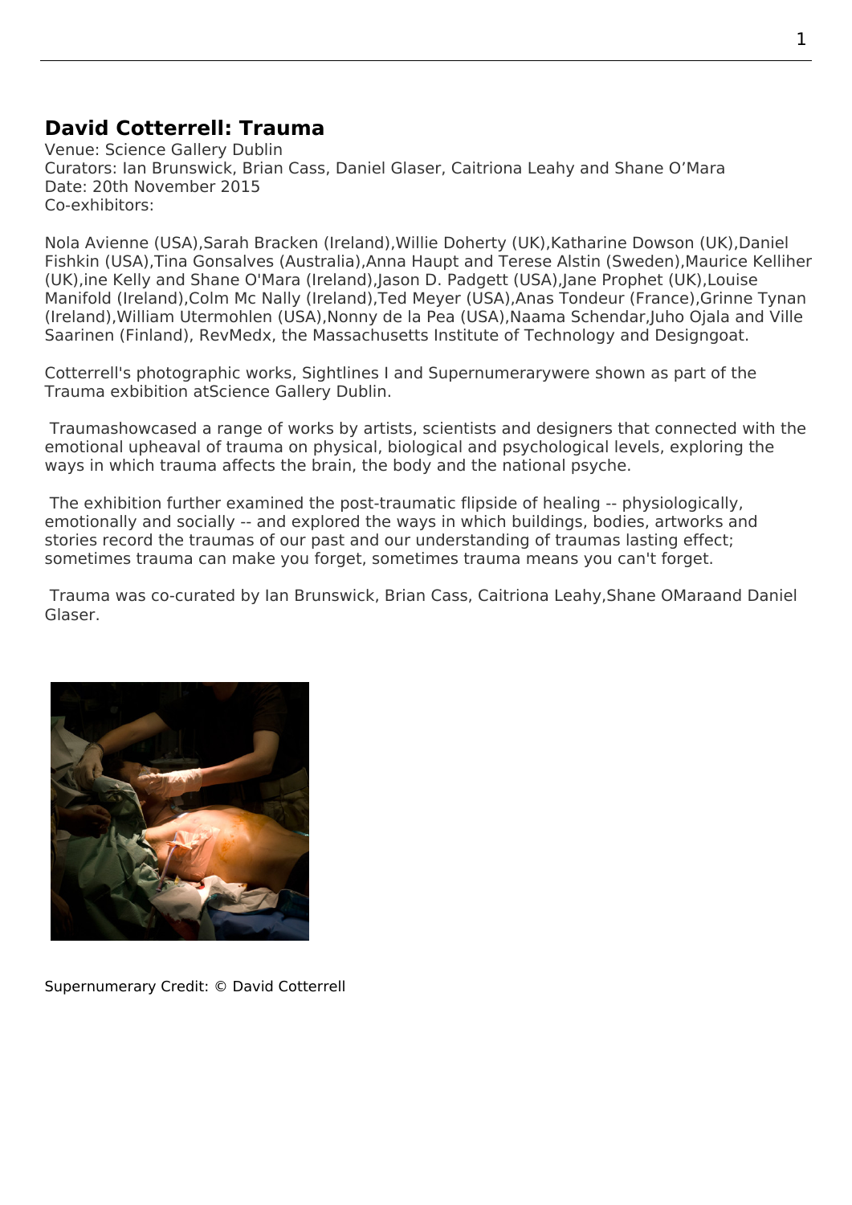## David Cotterrell: Trauma

Venue: Science Gallery Dublin
Curators: Ian Brunswick, Brian Cass, Daniel Glaser, Caitriona Leahy and Shane O'Mara
Date: 20th November 2015
Co-exhibitors:

Nola Avienne (USA),Sarah Bracken (Ireland),Willie Doherty (UK),Katharine Dowson (UK),Daniel Fishkin (USA),Tina Gonsalves (Australia),Anna Haupt and Terese Alstin (Sweden),Maurice Kelliher (UK),ine Kelly and Shane O'Mara (Ireland),Jason D. Padgett (USA),Jane Prophet (UK),Louise Manifold (Ireland),Colm Mc Nally (Ireland),Ted Meyer (USA),Anas Tondeur (France),Grinne Tynan (Ireland),William Utermohlen (USA),Nonny de la Pea (USA),Naama Schendar,Juho Ojala and Ville Saarinen (Finland), RevMedx, the Massachusetts Institute of Technology and Designgoat.

Cotterrell's photographic works, Sightlines I and Supernumerarywere shown as part of the Trauma exhibition atScience Gallery Dublin.

Traumashowcased a range of works by artists, scientists and designers that connected with the emotional upheaval of trauma on physical, biological and psychological levels, exploring the ways in which trauma affects the brain, the body and the national psyche.

The exhibition further examined the post-traumatic flipside of healing -- physiologically, emotionally and socially -- and explored the ways in which buildings, bodies, artworks and stories record the traumas of our past and our understanding of traumas lasting effect; sometimes trauma can make you forget, sometimes trauma means you can't forget.

Trauma was co-curated by Ian Brunswick, Brian Cass, Caitriona Leahy,Shane OMaraand Daniel Glaser.

Supernumerary Credit: © David Cotterrell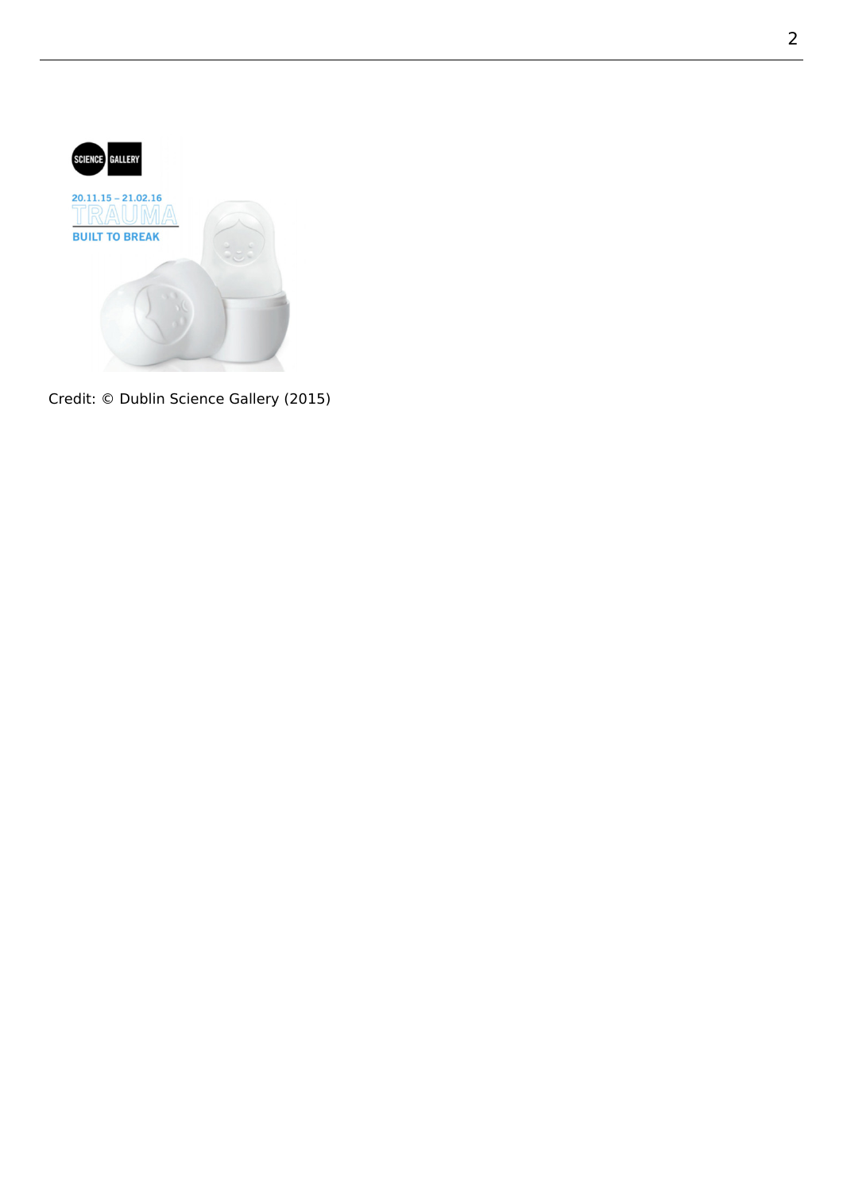Credit: © Dublin Science Gallery (2015)